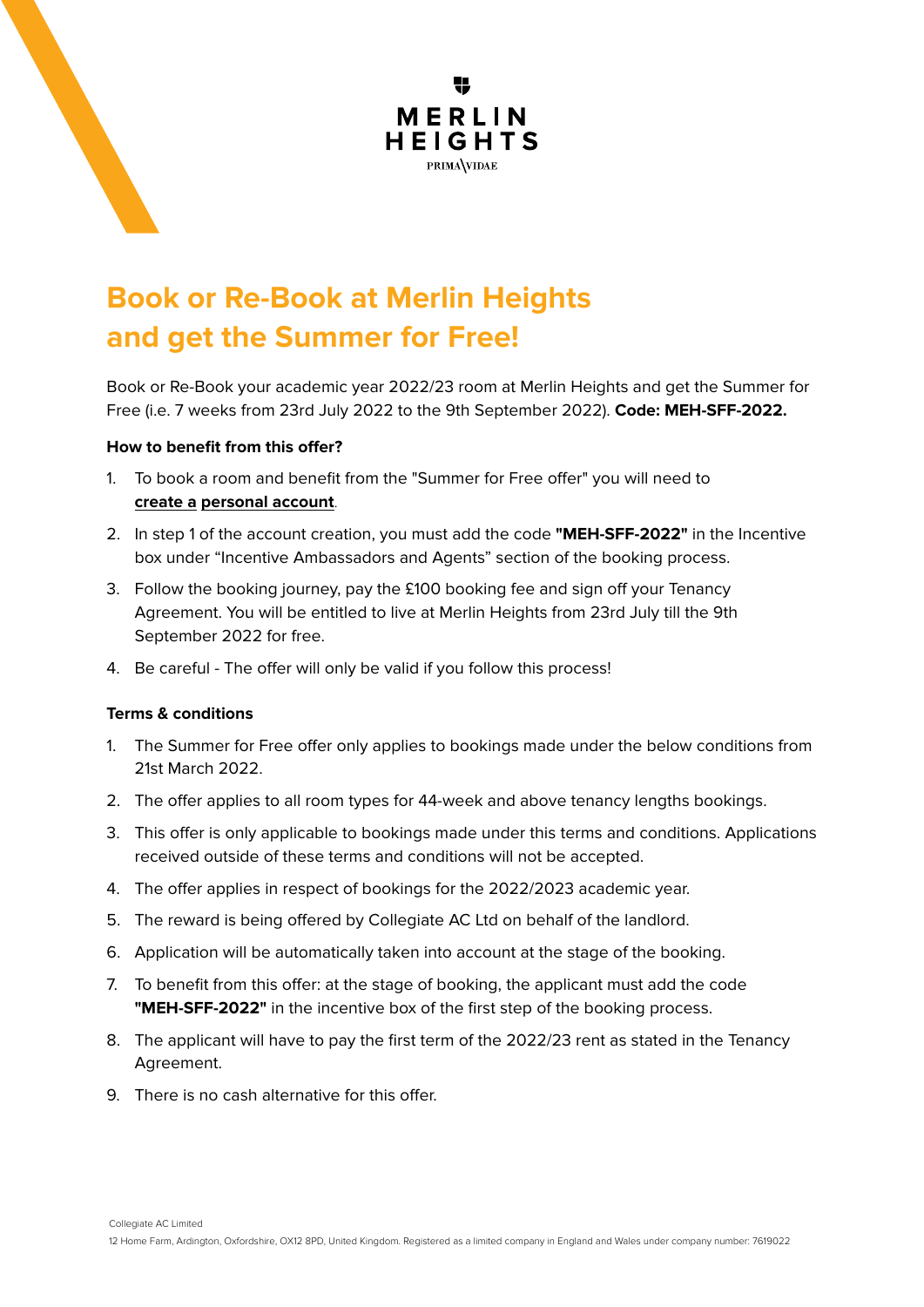MERLIN HEIGHTS

PRIMA VIDAE

# Book or Re-Book at Merlin Heights and get the Summer for Free!

Book or Re-Book your academic year 2022/23 room at Merlin Heights and get the Summer for Free (i.e. 7 weeks from 23rd July 2022 to the 9th September 2022). **Code: MEH-SFF-2022.**

**How to benefit from this offer?**

1. To book a room and benefit from the "Summer for Free offer" you will need to **create a personal account**.
2. In step 1 of the account creation, you must add the code **"MEH-SFF-2022"** in the Incentive box under "Incentive Ambassadors and Agents" section of the booking process.
3. Follow the booking journey, pay the £100 booking fee and sign off your Tenancy Agreement. You will be entitled to live at Merlin Heights from 23rd July till the 9th September 2022 for free.
4. Be careful - The offer will only be valid if you follow this process!

**Terms & conditions**

1. The Summer for Free offer only applies to bookings made under the below conditions from 21st March 2022.
2. The offer applies to all room types for 44-week and above tenancy lengths bookings.
3. This offer is only applicable to bookings made under this terms and conditions. Applications received outside of these terms and conditions will not be accepted.
4. The offer applies in respect of bookings for the 2022/2023 academic year.
5. The reward is being offered by Collegiate AC Ltd on behalf of the landlord.
6. Application will be automatically taken into account at the stage of the booking.
7. To benefit from this offer: at the stage of booking, the applicant must add the code **"MEH-SFF-2022"** in the incentive box of the first step of the booking process.
8. The applicant will have to pay the first term of the 2022/23 rent as stated in the Tenancy Agreement.
9. There is no cash alternative for this offer.

Collegiate AC Limited

12 Home Farm, Ardington, Oxfordshire, OX12 8PD, United Kingdom. Registered as a limited company in England and Wales under company number: 7619022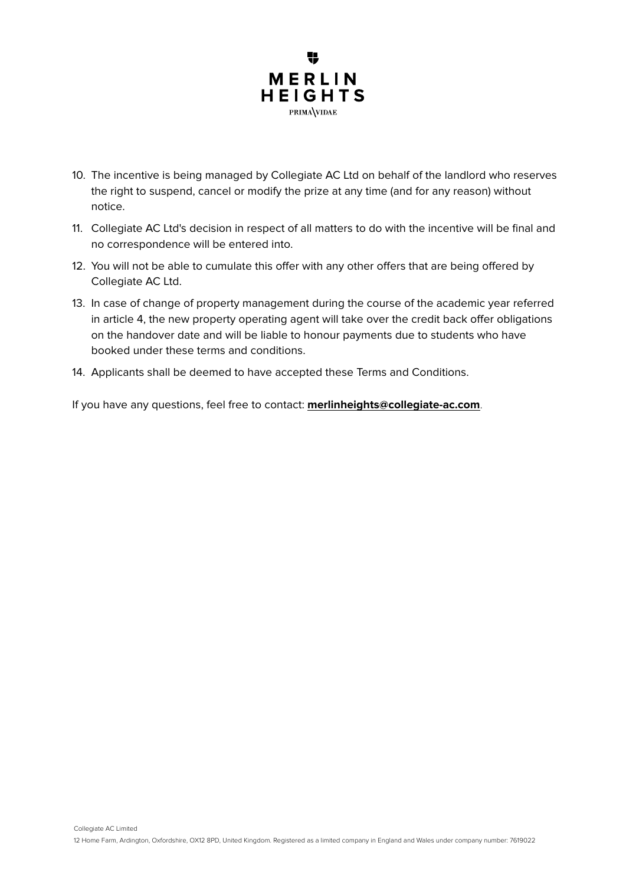10. The incentive is being managed by Collegiate AC Ltd on behalf of the landlord who reserves the right to suspend, cancel or modify the prize at any time (and for any reason) without notice.
11. Collegiate AC Ltd's decision in respect of all matters to do with the incentive will be final and no correspondence will be entered into.
12. You will not be able to cumulate this offer with any other offers that are being offered by Collegiate AC Ltd.
13. In case of change of property management during the course of the academic year referred in article 4, the new property operating agent will take over the credit back offer obligations on the handover date and will be liable to honour payments due to students who have booked under these terms and conditions.
14. Applicants shall be deemed to have accepted these Terms and Conditions.

If you have any questions, feel free to contact: **merlinheights@collegiate-ac.com**.